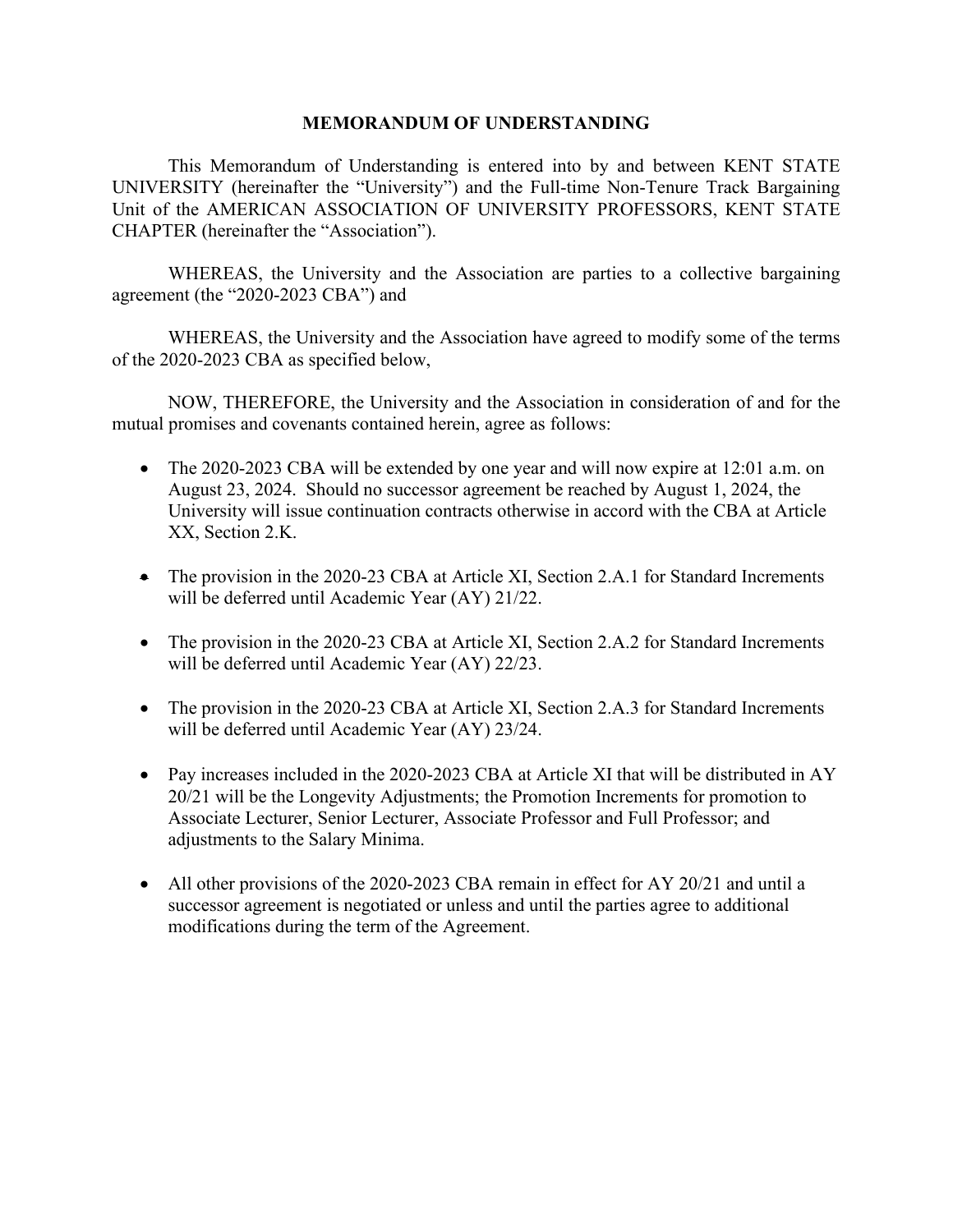# MEMORANDUM OF UNDERSTANDING

This Memorandum of Understanding is entered into by and between KENT STATE UNIVERSITY (hereinafter the "University") and the Full-time Non-Tenure Track Bargaining Unit of the AMERICAN ASSOCIATION OF UNIVERSITY PROFESSORS, KENT STATE CHAPTER (hereinafter the "Association").

WHEREAS, the University and the Association are parties to a collective bargaining agreement (the "2020-2023 CBA") and

WHEREAS, the University and the Association have agreed to modify some of the terms of the 2020-2023 CBA as specified below,

NOW, THEREFORE, the University and the Association in consideration of and for the mutual promises and covenants contained herein, agree as follows:

- The 2020-2023 CBA will be extended by one year and will now expire at 12:01 a.m. on August 23, 2024. Should no successor agreement be reached by August 1, 2024, the University will issue continuation contracts otherwise in accord with the CBA at Article XX, Section 2.K.
- The provision in the 2020-23 CBA at Article XI, Section 2.A.1 for Standard Increments will be deferred until Academic Year (AY) 21/22.
- The provision in the 2020-23 CBA at Article XI, Section 2.A.2 for Standard Increments will be deferred until Academic Year (AY) 22/23.
- The provision in the 2020-23 CBA at Article XI, Section 2.A.3 for Standard Increments will be deferred until Academic Year (AY) 23/24.
- Pay increases included in the 2020-2023 CBA at Article XI that will be distributed in AY 20/21 will be the Longevity Adjustments; the Promotion Increments for promotion to Associate Lecturer, Senior Lecturer, Associate Professor and Full Professor; and adjustments to the Salary Minima.
- All other provisions of the 2020-2023 CBA remain in effect for AY 20/21 and until a successor agreement is negotiated or unless and until the parties agree to additional modifications during the term of the Agreement.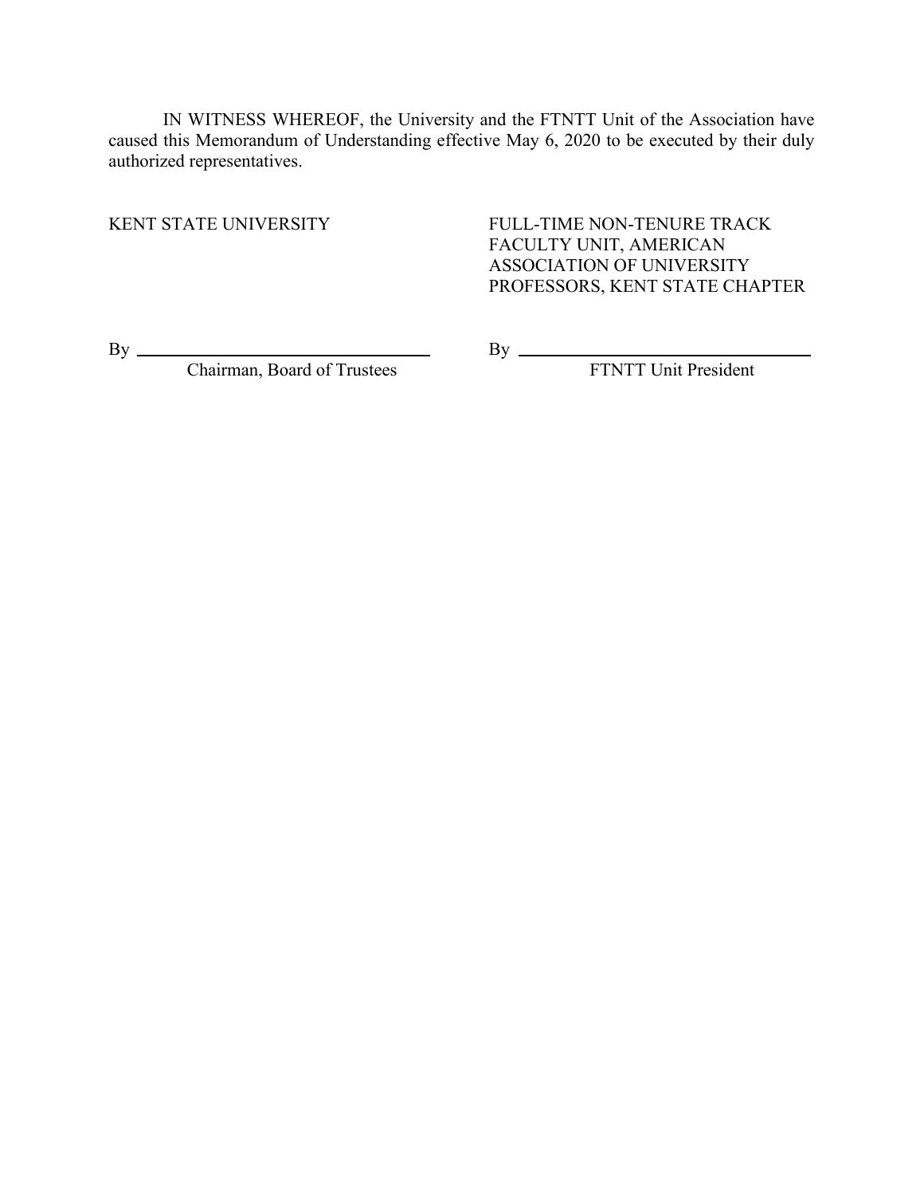IN WITNESS WHEREOF, the University and the FTNTT Unit of the Association have caused this Memorandum of Understanding effective May 6, 2020 to be executed by their duly authorized representatives.

KENT STATE UNIVERSITY

By ______________________________
Chairman, Board of Trustees

FULL-TIME NON-TENURE TRACK FACULTY UNIT, AMERICAN ASSOCIATION OF UNIVERSITY PROFESSORS, KENT STATE CHAPTER

By ______________________________
FTNTT Unit President